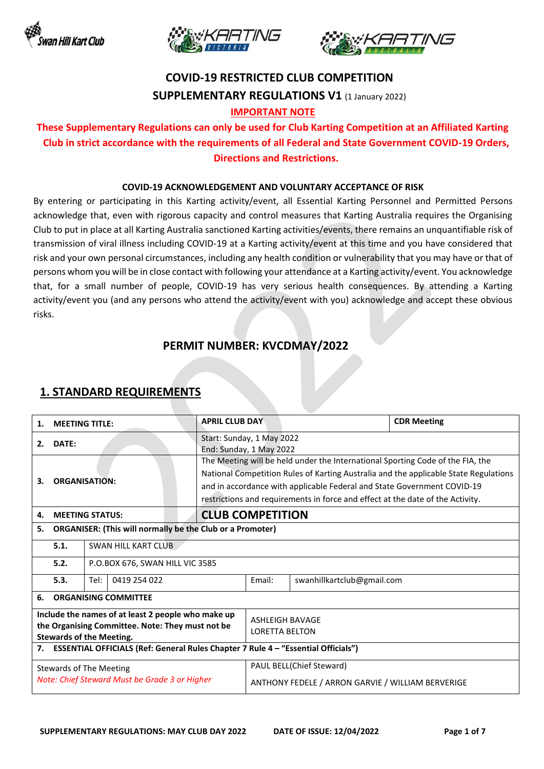## COVID-19 RESTRICTED CLUB COMPETITION

## SUPPLEMENTARY REGULATIONS V1 (1 January 2022)

**IMPORTANT NOTE**

**These Supplementary Regulations can only be used for Club Karting Competition at an Affiliated Karting Club in strict accordance with the requirements of all Federal and State Government COVID-19 Orders, Directions and Restrictions.**

**COVID-19 ACKNOWLEDGEMENT AND VOLUNTARY ACCEPTANCE OF RISK**

By entering or participating in this Karting activity/event, all Essential Karting Personnel and Permitted Persons acknowledge that, even with rigorous capacity and control measures that Karting Australia requires the Organising Club to put in place at all Karting Australia sanctioned Karting activities/events, there remains an unquantifiable risk of transmission of viral illness including COVID-19 at a Karting activity/event at this time and you have considered that risk and your own personal circumstances, including any health condition or vulnerability that you may have or that of persons whom you will be in close contact with following your attendance at a Karting activity/event. You acknowledge that, for a small number of people, COVID-19 has very serious health consequences. By attending a Karting activity/event you (and any persons who attend the activity/event with you) acknowledge and accept these obvious risks.

## PERMIT NUMBER: KVCDMAY/2022

## 1. STANDARD REQUIREMENTS

| | | | | |
|---|---|---|---|---|
| **1. MEETING TITLE:** | | **APRIL CLUB DAY** | | **CDR Meeting** |
| **2. DATE:** | | Start: Sunday, 1 May 2022<br>End: Sunday, 1 May 2022 | | |
| **3. ORGANISATION:** | | The Meeting will be held under the International Sporting Code of the FIA, the National Competition Rules of Karting Australia and the applicable State Regulations and in accordance with applicable Federal and State Government COVID-19 restrictions and requirements in force and effect at the date of the Activity. | | |
| **4. MEETING STATUS:** | | **CLUB COMPETITION** | | |
| **5. ORGANISER: (This will normally be the Club or a Promoter)** | | | | |
| 5.1. | SWAN HILL KART CLUB | | | |
| 5.2. | P.O.BOX 676, SWAN HILL VIC 3585 | | | |
| 5.3. | Tel: 0419 254 022 | | Email: | swanhillkartclub@gmail.com |
| **6. ORGANISING COMMITTEE** | | | | |
| **Include the names of at least 2 people who make up the Organising Committee. Note: They must not be Stewards of the Meeting.** | | ASHLEIGH BAVAGE<br>LORETTA BELTON | | |
| **7. ESSENTIAL OFFICIALS (Ref: General Rules Chapter 7 Rule 4 – "Essential Officials")** | | | | |
| Stewards of The Meeting<br>*Note: Chief Steward Must be Grade 3 or Higher* | | PAUL BELL(Chief Steward)<br>ANTHONY FEDELE / ARRON GARVIE / WILLIAM BERVERIGE | | |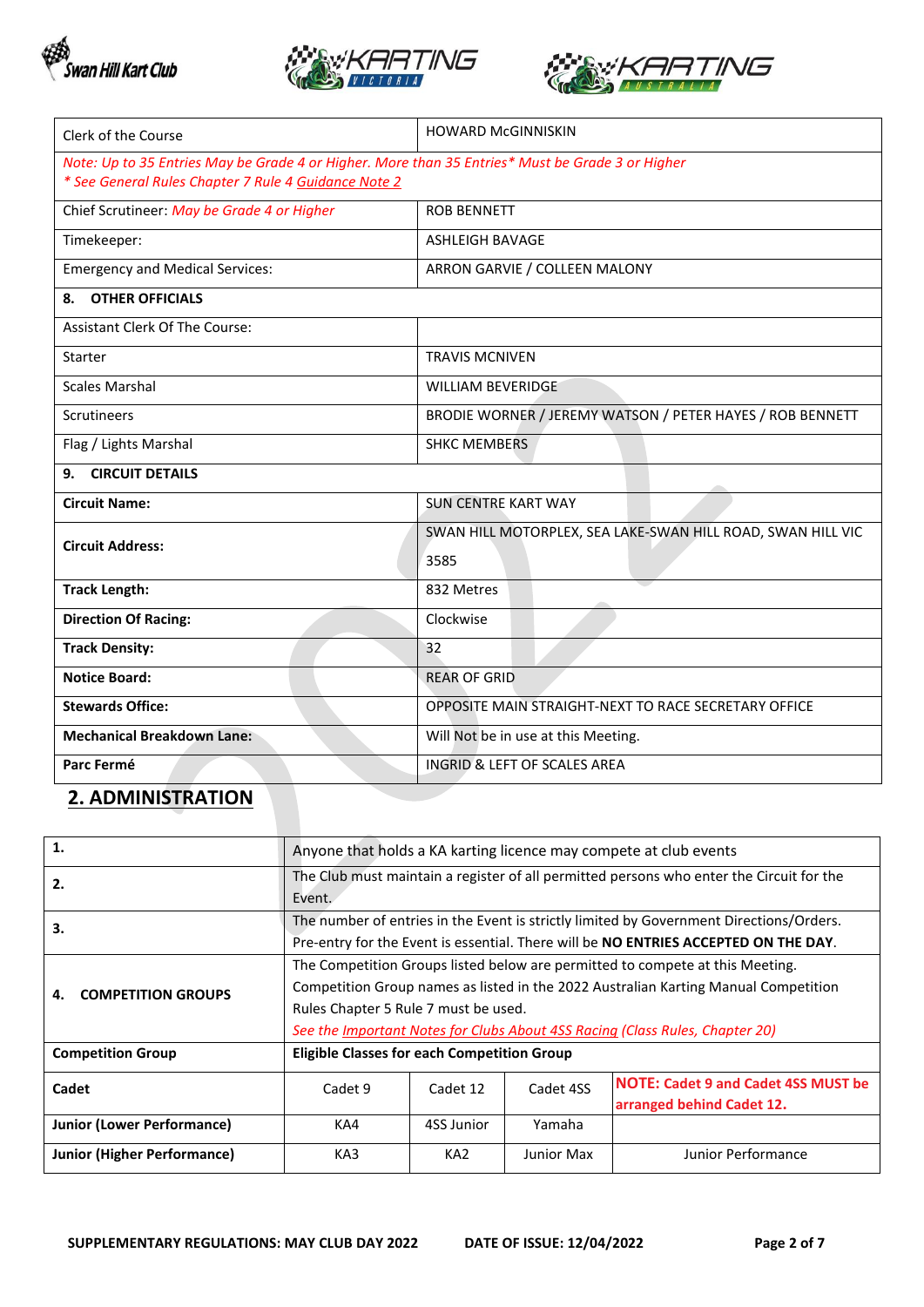| Clerk of the Course | HOWARD McGINNISKIN |
|---|---|
| *Note: Up to 35 Entries May be Grade 4 or Higher. More than 35 Entries* Must be Grade 3 or Higher* <br> ** See General Rules Chapter 7 Rule 4 Guidance Note 2* | |
| Chief Scrutineer: *May be Grade 4 or Higher* | ROB BENNETT |
| Timekeeper: | ASHLEIGH BAVAGE |
| Emergency and Medical Services: | ARRON GARVIE / COLLEEN MALONY |
| **8. OTHER OFFICIALS** | |
| Assistant Clerk Of The Course: | |
| Starter | TRAVIS MCNIVEN |
| Scales Marshal | WILLIAM BEVERIDGE |
| Scrutineers | BRODIE WORNER / JEREMY WATSON / PETER HAYES / ROB BENNETT |
| Flag / Lights Marshal | SHKC MEMBERS |
| **9. CIRCUIT DETAILS** | |
| **Circuit Name:** | SUN CENTRE KART WAY |
| **Circuit Address:** | SWAN HILL MOTORPLEX, SEA LAKE-SWAN HILL ROAD, SWAN HILL VIC 3585 |
| **Track Length:** | 832 Metres |
| **Direction Of Racing:** | Clockwise |
| **Track Density:** | 32 |
| **Notice Board:** | REAR OF GRID |
| **Stewards Office:** | OPPOSITE MAIN STRAIGHT-NEXT TO RACE SECRETARY OFFICE |
| **Mechanical Breakdown Lane:** | Will Not be in use at this Meeting. |
| **Parc Fermé** | INGRID & LEFT OF SCALES AREA |

## 2. ADMINISTRATION

| | | | | |
|---|---|---|---|---|
| **1.** | Anyone that holds a KA karting licence may compete at club events | | | |
| **2.** | The Club must maintain a register of all permitted persons who enter the Circuit for the Event. | | | |
| **3.** | The number of entries in the Event is strictly limited by Government Directions/Orders. Pre-entry for the Event is essential. There will be **NO ENTRIES ACCEPTED ON THE DAY**. | | | |
| **4. COMPETITION GROUPS** | The Competition Groups listed below are permitted to compete at this Meeting. Competition Group names as listed in the 2022 Australian Karting Manual Competition Rules Chapter 5 Rule 7 must be used. *See the Important Notes for Clubs About 4SS Racing (Class Rules, Chapter 20)* | | | |
| **Competition Group** | **Eligible Classes for each Competition Group** | | | |
| **Cadet** | Cadet 9 | Cadet 12 | Cadet 4SS | **NOTE: Cadet 9 and Cadet 4SS MUST be arranged behind Cadet 12.** |
| **Junior (Lower Performance)** | KA4 | 4SS Junior | Yamaha | |
| **Junior (Higher Performance)** | KA3 | KA2 | Junior Max | Junior Performance |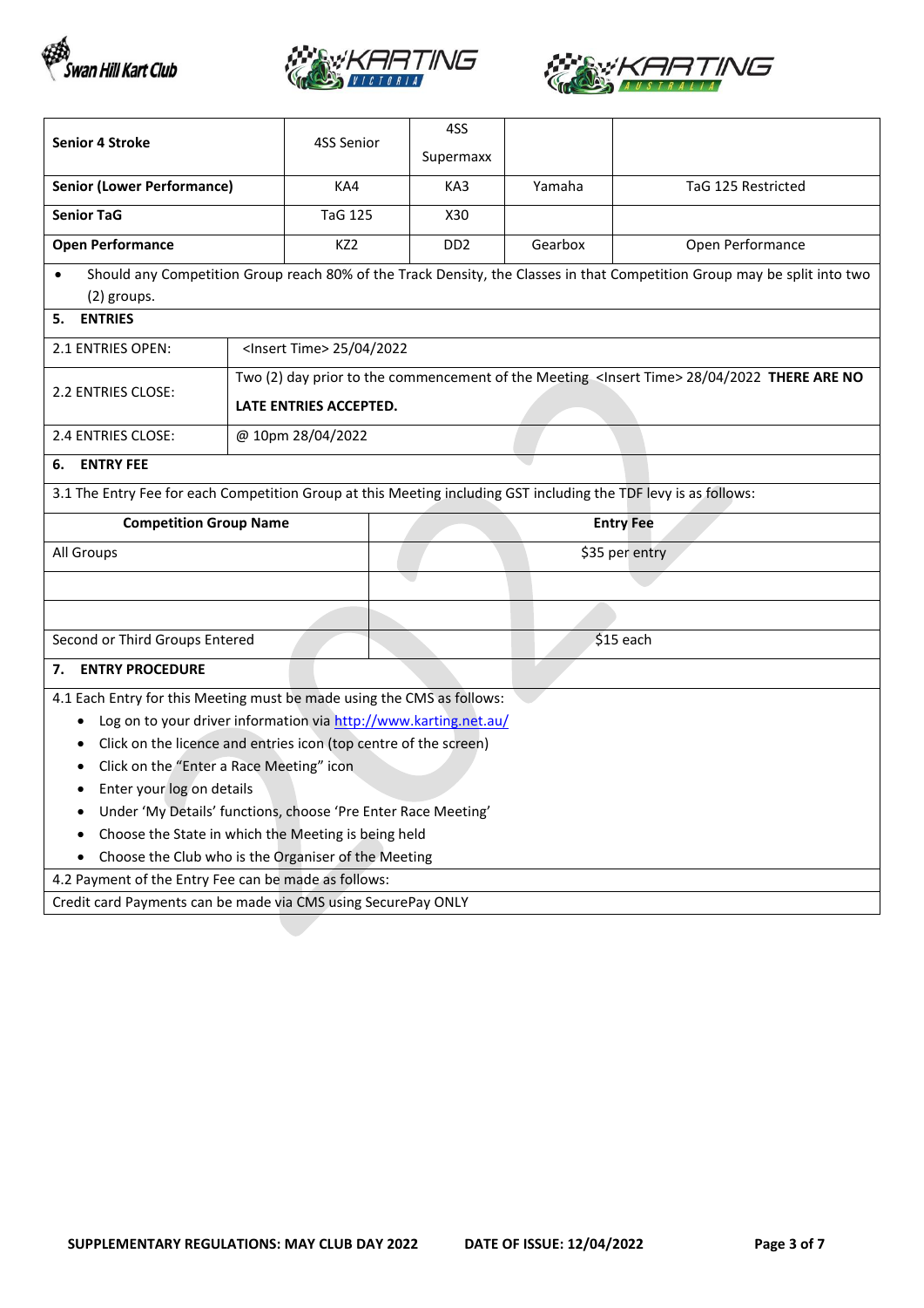| Senior 4 Stroke | 4SS Senior | 4SS Supermaxx | | |
|---|---|---|---|---|
| **Senior (Lower Performance)** | KA4 | KA3 | Yamaha | TaG 125 Restricted |
| **Senior TaG** | TaG 125 | X30 | | |
| **Open Performance** | KZ2 | DD2 | Gearbox | Open Performance |

- Should any Competition Group reach 80% of the Track Density, the Classes in that Competition Group may be split into two (2) groups.

## 5. ENTRIES

| | |
|---|---|
| 2.1 ENTRIES OPEN: | <Insert Time> 25/04/2022 |
| 2.2 ENTRIES CLOSE: | Two (2) day prior to the commencement of the Meeting <Insert Time> 28/04/2022 **THERE ARE NO LATE ENTRIES ACCEPTED.** |
| 2.4 ENTRIES CLOSE: | @ 10pm 28/04/2022 |

## 6. ENTRY FEE

3.1 The Entry Fee for each Competition Group at this Meeting including GST including the TDF levy is as follows:

| Competition Group Name | Entry Fee |
|---|---|
| All Groups | $35 per entry |
| | |
| | |
| Second or Third Groups Entered | $15 each |

## 7. ENTRY PROCEDURE

4.1 Each Entry for this Meeting must be made using the CMS as follows:

- Log on to your driver information via http://www.karting.net.au/
- Click on the licence and entries icon (top centre of the screen)
- Click on the "Enter a Race Meeting" icon
- Enter your log on details
- Under 'My Details' functions, choose 'Pre Enter Race Meeting'
- Choose the State in which the Meeting is being held
- Choose the Club who is the Organiser of the Meeting

4.2 Payment of the Entry Fee can be made as follows:

Credit card Payments can be made via CMS using SecurePay ONLY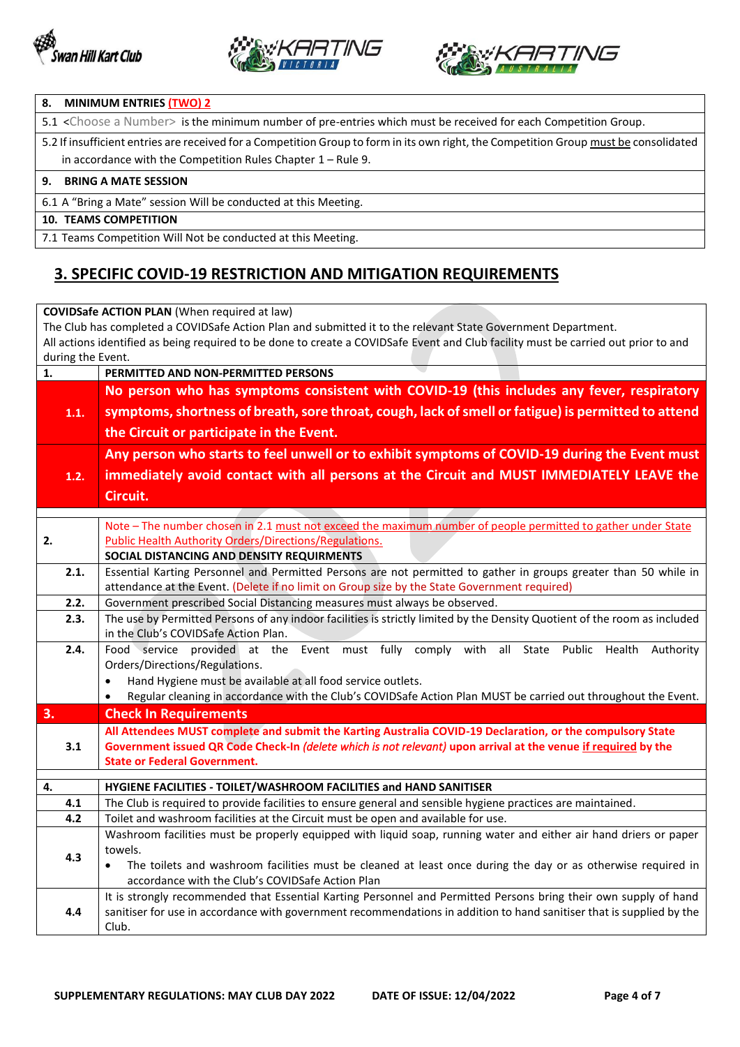| 8. MINIMUM ENTRIES (TWO) 2 |
|---|
| 5.1 <Choose a Number> is the minimum number of pre-entries which must be received for each Competition Group. |
| 5.2 If insufficient entries are received for a Competition Group to form in its own right, the Competition Group must be consolidated in accordance with the Competition Rules Chapter 1 – Rule 9. |
| **9. BRING A MATE SESSION** |
| 6.1 A "Bring a Mate" session Will be conducted at this Meeting. |
| **10. TEAMS COMPETITION** |
| 7.1 Teams Competition Will Not be conducted at this Meeting. |

## 3. SPECIFIC COVID-19 RESTRICTION AND MITIGATION REQUIREMENTS

**COVIDSafe ACTION PLAN** (When required at law)
The Club has completed a COVIDSafe Action Plan and submitted it to the relevant State Government Department.
All actions identified as being required to be done to create a COVIDSafe Event and Club facility must be carried out prior to and during the Event.

| | |
|---|---|
| **1.** | **PERMITTED AND NON-PERMITTED PERSONS** |
| **1.1.** | **No person who has symptoms consistent with COVID-19 (this includes any fever, respiratory symptoms, shortness of breath, sore throat, cough, lack of smell or fatigue) is permitted to attend the Circuit or participate in the Event.** |
| **1.2.** | **Any person who starts to feel unwell or to exhibit symptoms of COVID-19 during the Event must immediately avoid contact with all persons at the Circuit and MUST IMMEDIATELY LEAVE the Circuit.** |
| **2.** | Note – The number chosen in 2.1 must not exceed the maximum number of people permitted to gather under State Public Health Authority Orders/Directions/Regulations.<br>**SOCIAL DISTANCING AND DENSITY REQUIRMENTS** |
| **2.1.** | Essential Karting Personnel and Permitted Persons are not permitted to gather in groups greater than 50 while in attendance at the Event. (Delete if no limit on Group size by the State Government required) |
| **2.2.** | Government prescribed Social Distancing measures must always be observed. |
| **2.3.** | The use by Permitted Persons of any indoor facilities is strictly limited by the Density Quotient of the room as included in the Club's COVIDSafe Action Plan. |
| **2.4.** | Food service provided at the Event must fully comply with all State Public Health Authority Orders/Directions/Regulations.<br>• Hand Hygiene must be available at all food service outlets.<br>• Regular cleaning in accordance with the Club's COVIDSafe Action Plan MUST be carried out throughout the Event. |
| **3.** | **Check In Requirements** |
| **3.1** | **All Attendees MUST complete and submit the Karting Australia COVID-19 Declaration, or the compulsory State Government issued QR Code Check-In** ***(delete which is not relevant)*** **upon arrival at the venue if required by the State or Federal Government.** |
| **4.** | **HYGIENE FACILITIES - TOILET/WASHROOM FACILITIES and HAND SANITISER** |
| **4.1** | The Club is required to provide facilities to ensure general and sensible hygiene practices are maintained. |
| **4.2** | Toilet and washroom facilities at the Circuit must be open and available for use. |
| **4.3** | Washroom facilities must be properly equipped with liquid soap, running water and either air hand driers or paper towels.<br>• The toilets and washroom facilities must be cleaned at least once during the day or as otherwise required in accordance with the Club's COVIDSafe Action Plan |
| **4.4** | It is strongly recommended that Essential Karting Personnel and Permitted Persons bring their own supply of hand sanitiser for use in accordance with government recommendations in addition to hand sanitiser that is supplied by the Club. |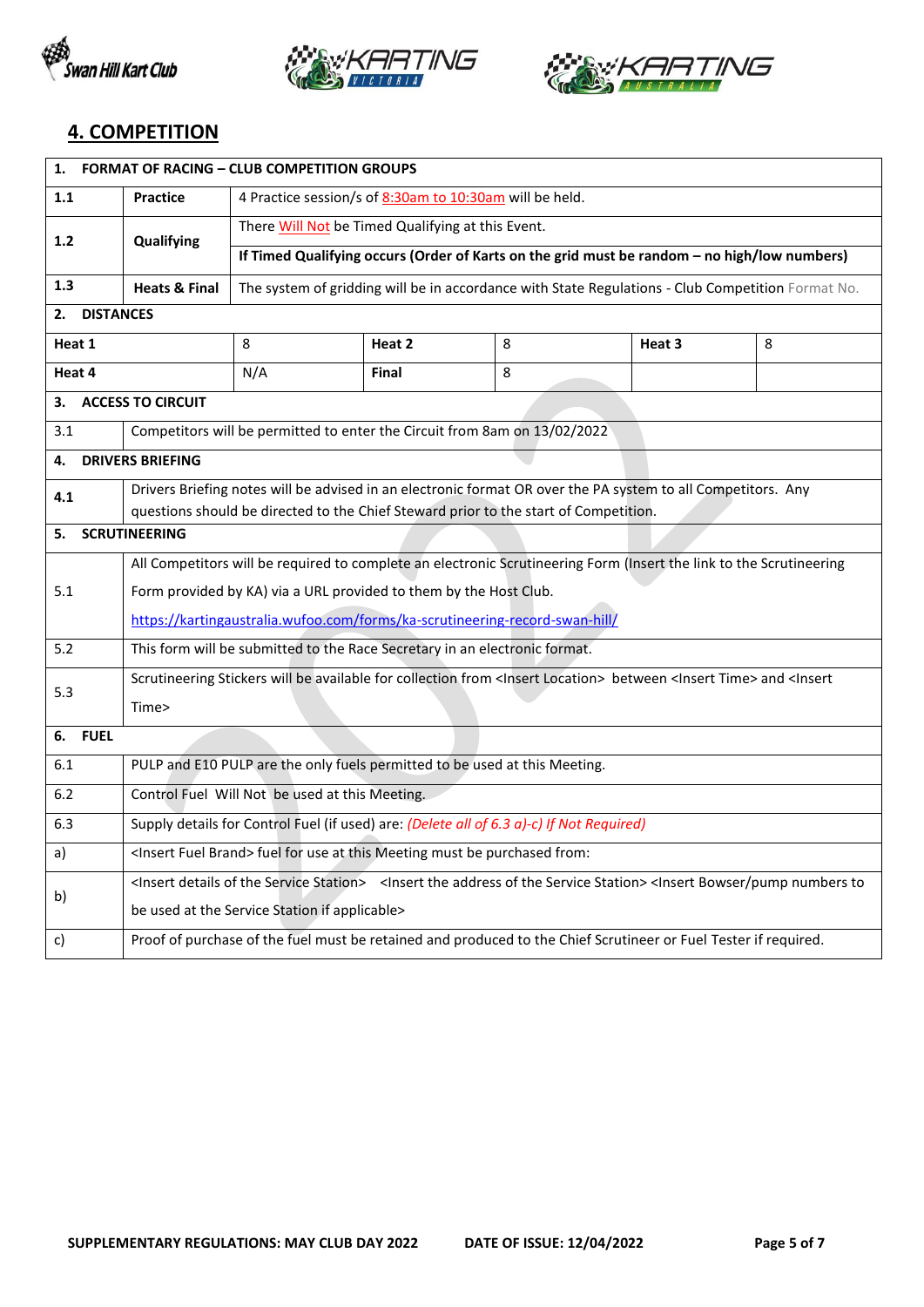## 4. COMPETITION

| 1. FORMAT OF RACING – CLUB COMPETITION GROUPS | | | | | |
|---|---|---|---|---|---|
| 1.1 | Practice | 4 Practice session/s of 8:30am to 10:30am will be held. | | | |
| 1.2 | Qualifying | There Will Not be Timed Qualifying at this Event. | | | |
| | | **If Timed Qualifying occurs (Order of Karts on the grid must be random – no high/low numbers)** | | | |
| 1.3 | Heats & Final | The system of gridding will be in accordance with State Regulations - Club Competition Format No. | | | |
| **2. DISTANCES** | | | | | |
| **Heat 1** | 8 | **Heat 2** | 8 | **Heat 3** | 8 |
| **Heat 4** | N/A | **Final** | 8 | | |
| **3. ACCESS TO CIRCUIT** | | | | | |
| 3.1 | Competitors will be permitted to enter the Circuit from 8am on 13/02/2022 | | | | |
| **4. DRIVERS BRIEFING** | | | | | |
| 4.1 | Drivers Briefing notes will be advised in an electronic format OR over the PA system to all Competitors. Any questions should be directed to the Chief Steward prior to the start of Competition. | | | | |
| **5. SCRUTINEERING** | | | | | |
| 5.1 | All Competitors will be required to complete an electronic Scrutineering Form (Insert the link to the Scrutineering Form provided by KA) via a URL provided to them by the Host Club. https://kartingaustralia.wufoo.com/forms/ka-scrutineering-record-swan-hill/ | | | | |
| 5.2 | This form will be submitted to the Race Secretary in an electronic format. | | | | |
| 5.3 | Scrutineering Stickers will be available for collection from <Insert Location> between <Insert Time> and <Insert Time> | | | | |
| **6. FUEL** | | | | | |
| 6.1 | PULP and E10 PULP are the only fuels permitted to be used at this Meeting. | | | | |
| 6.2 | Control Fuel Will Not be used at this Meeting. | | | | |
| 6.3 | Supply details for Control Fuel (if used) are: *(Delete all of 6.3 a)-c) If Not Required)* | | | | |
| a) | <Insert Fuel Brand> fuel for use at this Meeting must be purchased from: | | | | |
| b) | <Insert details of the Service Station> <Insert the address of the Service Station> <Insert Bowser/pump numbers to be used at the Service Station if applicable> | | | | |
| c) | Proof of purchase of the fuel must be retained and produced to the Chief Scrutineer or Fuel Tester if required. | | | | |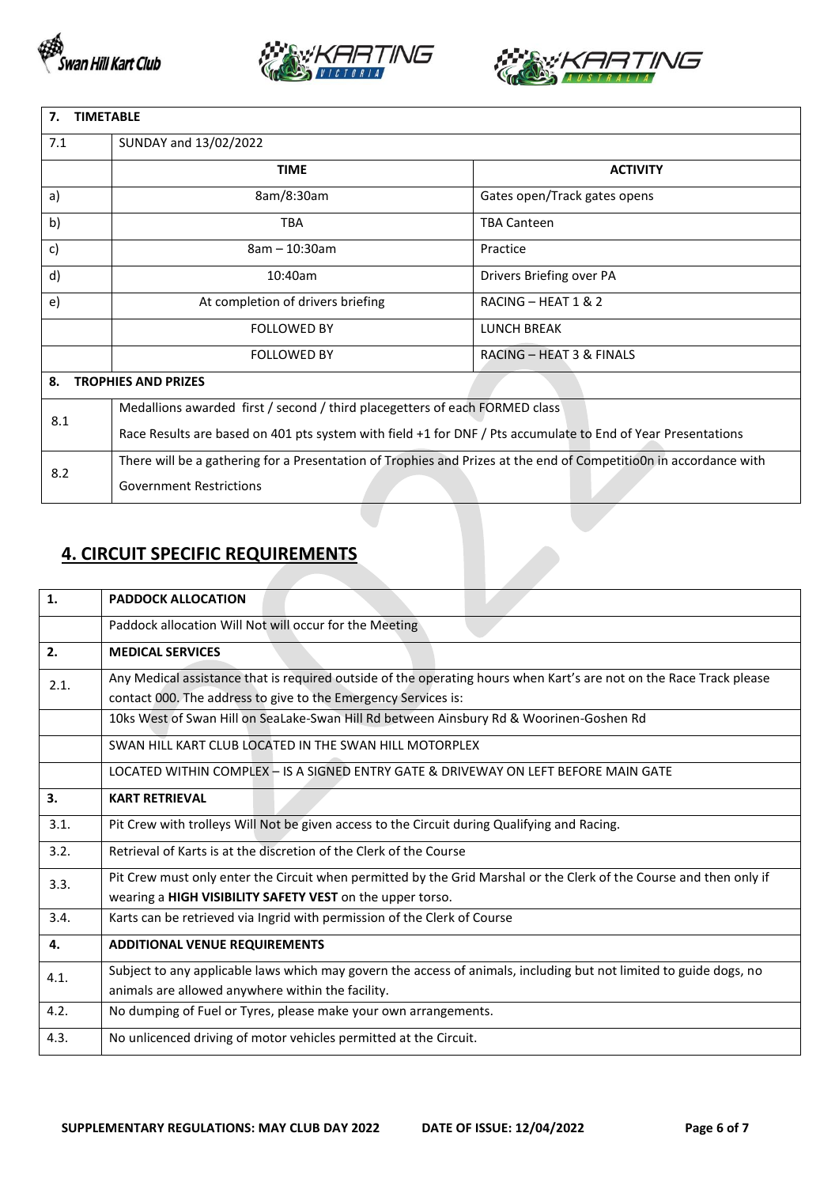| 7. | TIMETABLE | |
|---|---|---|
| 7.1 | SUNDAY and 13/02/2022 | |
| | **TIME** | **ACTIVITY** |
| a) | 8am/8:30am | Gates open/Track gates opens |
| b) | TBA | TBA Canteen |
| c) | 8am – 10:30am | Practice |
| d) | 10:40am | Drivers Briefing over PA |
| e) | At completion of drivers briefing | RACING – HEAT 1 & 2 |
| | FOLLOWED BY | LUNCH BREAK |
| | FOLLOWED BY | RACING – HEAT 3 & FINALS |

| 8. | TROPHIES AND PRIZES |
|---|---|
| 8.1 | Medallions awarded first / second / third placegetters of each FORMED class<br>Race Results are based on 401 pts system with field +1 for DNF / Pts accumulate to End of Year Presentations |
| 8.2 | There will be a gathering for a Presentation of Trophies and Prizes at the end of Competitio0n in accordance with Government Restrictions |

## 4. CIRCUIT SPECIFIC REQUIREMENTS

| 1. | PADDOCK ALLOCATION |
|---|---|
| | Paddock allocation Will Not will occur for the Meeting |
| **2.** | **MEDICAL SERVICES** |
| 2.1. | Any Medical assistance that is required outside of the operating hours when Kart's are not on the Race Track please contact 000. The address to give to the Emergency Services is: |
| | 10ks West of Swan Hill on SeaLake-Swan Hill Rd between Ainsbury Rd & Woorinen-Goshen Rd |
| | SWAN HILL KART CLUB LOCATED IN THE SWAN HILL MOTORPLEX |
| | LOCATED WITHIN COMPLEX – IS A SIGNED ENTRY GATE & DRIVEWAY ON LEFT BEFORE MAIN GATE |
| **3.** | **KART RETRIEVAL** |
| 3.1. | Pit Crew with trolleys Will Not be given access to the Circuit during Qualifying and Racing. |
| 3.2. | Retrieval of Karts is at the discretion of the Clerk of the Course |
| 3.3. | Pit Crew must only enter the Circuit when permitted by the Grid Marshal or the Clerk of the Course and then only if wearing a **HIGH VISIBILITY SAFETY VEST** on the upper torso. |
| 3.4. | Karts can be retrieved via Ingrid with permission of the Clerk of Course |
| **4.** | **ADDITIONAL VENUE REQUIREMENTS** |
| 4.1. | Subject to any applicable laws which may govern the access of animals, including but not limited to guide dogs, no animals are allowed anywhere within the facility. |
| 4.2. | No dumping of Fuel or Tyres, please make your own arrangements. |
| 4.3. | No unlicenced driving of motor vehicles permitted at the Circuit. |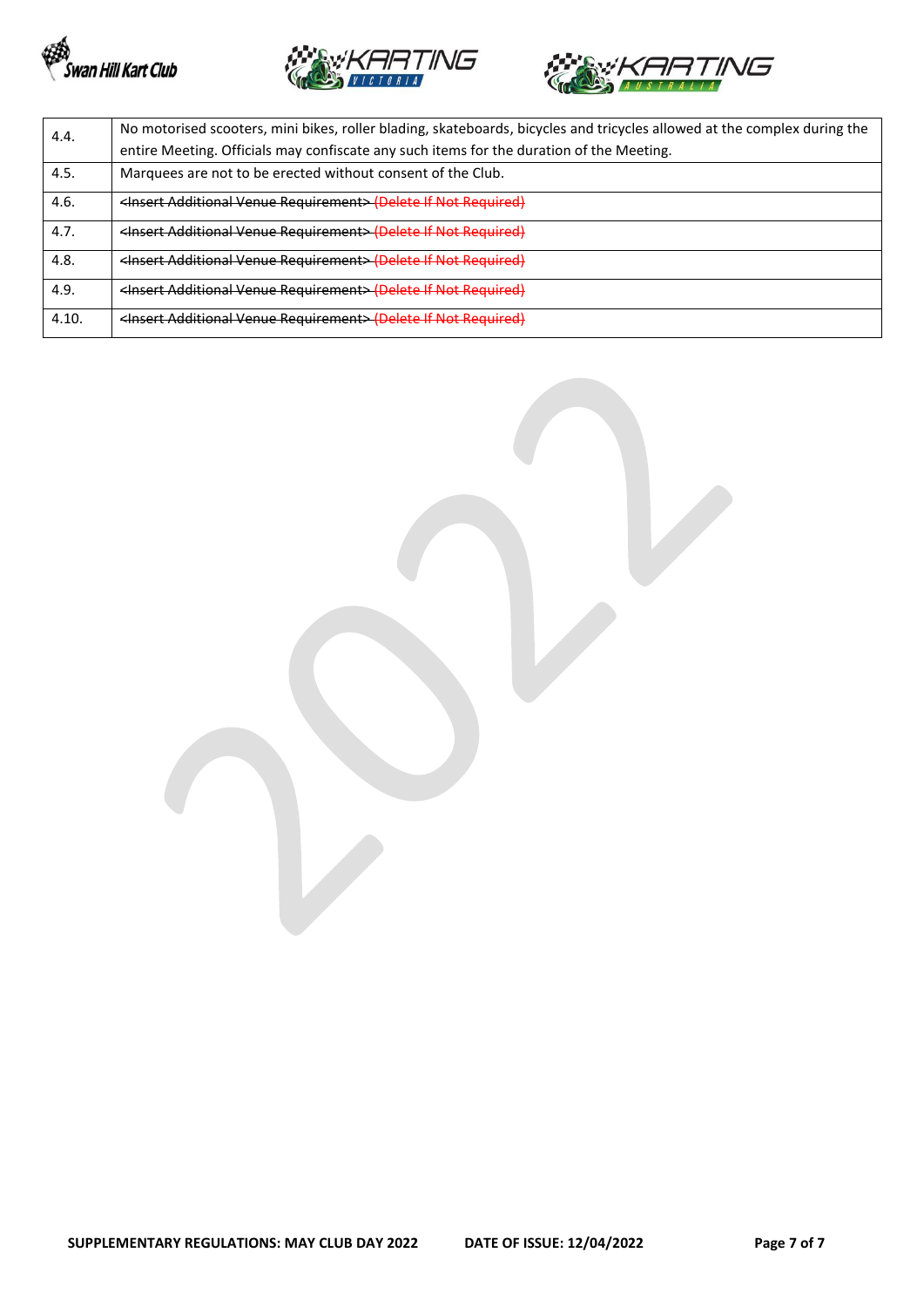| | |
|---|---|
| 4.4. | No motorised scooters, mini bikes, roller blading, skateboards, bicycles and tricycles allowed at the complex during the entire Meeting. Officials may confiscate any such items for the duration of the Meeting. |
| 4.5. | Marquees are not to be erected without consent of the Club. |
| 4.6. | ~~<Insert Additional Venue Requirement> (Delete If Not Required)~~ |
| 4.7. | ~~<Insert Additional Venue Requirement> (Delete If Not Required)~~ |
| 4.8. | ~~<Insert Additional Venue Requirement> (Delete If Not Required)~~ |
| 4.9. | ~~<Insert Additional Venue Requirement> (Delete If Not Required)~~ |
| 4.10. | ~~<Insert Additional Venue Requirement> (Delete If Not Required)~~ |